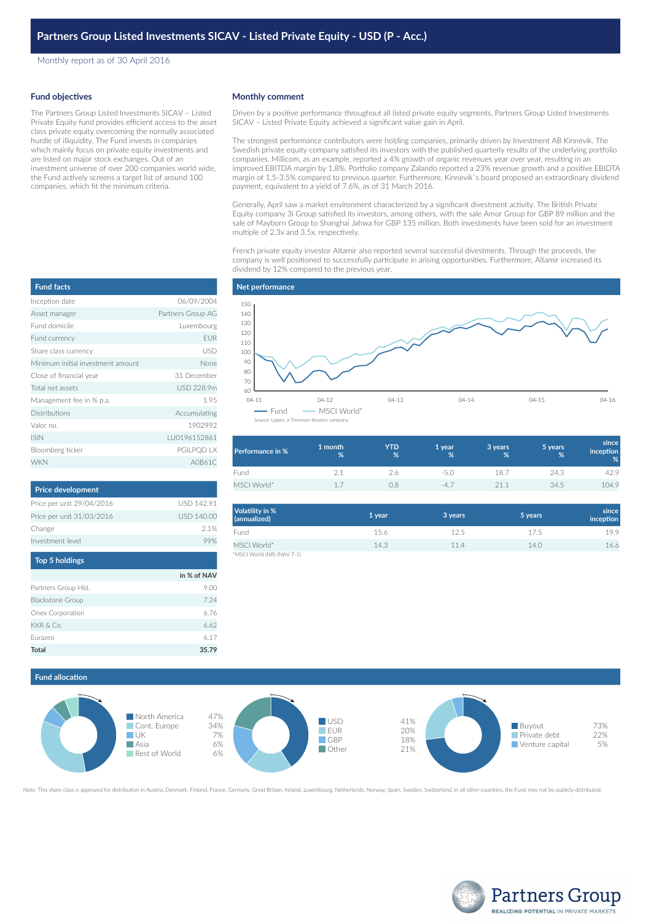# Partners Group Listed Investments SICAV - Listed Private Equity - USD (P - Acc.)

Monthly report as of 30 April 2016

## Fund objectives

The Partners Group Listed Investments SICAV – Listed Private Equity fund provides efficient access to the asset class private equity overcoming the normally associated hurdle of illiquidity. The Fund invests in companies which mainly focus on private equity investments and are listed on major stock exchanges. Out of an investment universe of over 200 companies world wide, the Fund actively screens a target list of around 100 companies, which fit the minimum criteria.

## Monthly comment

Driven by a positive performance throughout all listed private equity segments, Partners Group Listed Investments SICAV – Listed Private Equity achieved a significant value gain in April.

The strongest performance contributors were holding companies, primarily driven by Investment AB Kinnevik. The Swedish private equity company satisfied its investors with the published quarterly results of the underlying portfolio companies. Millicom, as an example, reported a 4% growth of organic revenues year over year, resulting in an improved EBITDA margin by 1.8%. Portfolio company Zalando reported a 23% revenue growth and a positive EBIDTA margin of 1.5-3.5% compared to previous quarter. Furthermore, Kinnevik`s board proposed an extraordinary dividend payment, equivalent to a yield of 7.6%, as of 31 March 2016.

Generally, April saw a market environment characterized by a significant divestment activity. The British Private Equity company 3i Group satisfied its investors, among others, with the sale Amor Group for GBP 89 million and the sale of Mayborn Group to Shanghai Jahwa for GBP 135 million. Both investments have been sold for an investment multiple of 2.3x and 3.5x, respectively.

French private equity investor Altamir also reported several successful divestments. Through the proceeds, the company is well positioned to successfully participate in arising opportunities. Furthermore, Altamir increased its dividend by 12% compared to the previous year.

## Fund facts

| | |
|---|---|
| Inception date | 06/09/2004 |
| Asset manager | Partners Group AG |
| Fund domicile | Luxembourg |
| Fund currency | EUR |
| Share class currency | USD |
| Minimum initial investment amount | None |
| Close of financial year | 31 December |
| Total net assets | USD 228.9m |
| Management fee in % p.a. | 1.95 |
| Distributions | Accumulating |
| Valor no. | 1902992 |
| ISIN | LU0196152861 |
| Bloomberg ticker | PGILPQD LX |
| WKN | A0B61C |

## Net performance

150
140
130
120
110
100
90
80
70
60

04-11 04-12 04-13 04-14 04-15 04-16

Fund
MSCI World*

Source: Lipper, a Thomson Reuters company

| Performance in % | 1 month % | YTD % | 1 year % | 3 years % | 5 years % | since inception % |
|---|---|---|---|---|---|---|
| Fund | 2.1 | 2.6 | -5.0 | 18.7 | 24.3 | 42.9 |
| MSCI World* | 1.7 | 0.8 | -4.7 | 21.1 | 34.5 | 104.9 |

## Price development

| | |
|---|---|
| Price per unit 29/04/2016 | USD 142.91 |
| Price per unit 31/03/2016 | USD 140.00 |
| Change | 2.1% |
| Investment level | 99% |

| Volatility in % (annualized) | 1 year | 3 years | 5 years | since inception |
|---|---|---|---|---|
| Fund | 15.6 | 12.5 | 17.5 | 19.9 |
| MSCI World* | 14.3 | 11.4 | 14.0 | 16.6 |

*MSCI World (NR) (NAV T-1)

## Top 5 holdings

| | in % of NAV |
|---|---|
| Partners Group Hld. | 9.00 |
| Blackstone Group | 7.24 |
| Onex Corporation | 6.76 |
| KKR & Co. | 6.62 |
| Eurazeo | 6.17 |
| **Total** | **35.79** |

## Fund allocation

North America 47%
Cont. Europe 34%
UK 7%
Asia 6%
Rest of World 6%

USD 41%
EUR 20%
GBP 18%
Other 21%

Buyout 73%
Private debt 22%
Venture capital 5%

Note: This share class is approved for distribution in Austria, Denmark, Finland, France, Germany, Great Britain, Ireland, Luxembourg, Netherlands, Norway, Spain, Sweden, Switzerland. In all other countries, the Fund may not be publicly distributed.

Partners Group
REALIZING POTENTIAL IN PRIVATE MARKETS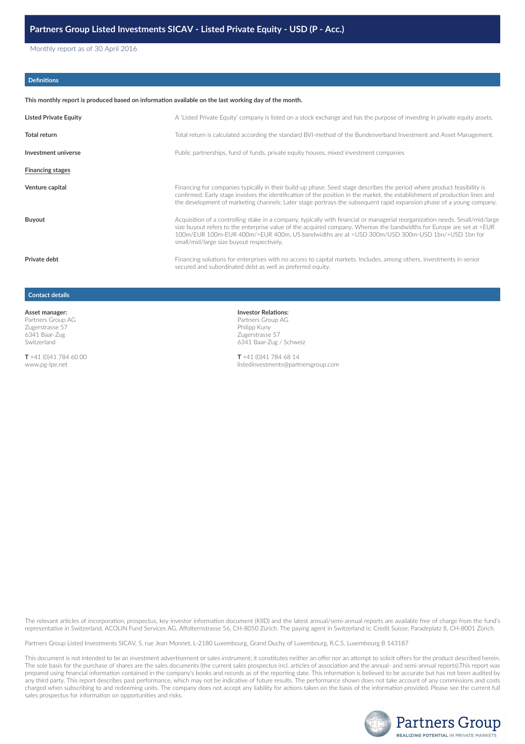# Partners Group Listed Investments SICAV - Listed Private Equity - USD (P - Acc.)

Monthly report as of 30 April 2016

## Definitions

**This monthly report is produced based on information available on the last working day of the month.**

| | |
|---|---|
| **Listed Private Equity** | A 'Listed Private Equity' company is listed on a stock exchange and has the purpose of investing in private equity assets. |
| **Total return** | Total return is calculated according the standard BVI-method of the Bundesverband Investment and Asset Management. |
| **Investment universe** | Public partnerships, fund of funds, private equity houses, mixed investment companies |
| **Financing stages** | |
| **Venture capital** | Financing for companies typically in their build-up phase. Seed stage describes the period where product feasibility is confirmed; Early stage involves the identification of the position in the market, the establishment of production lines and the development of marketing channels; Later stage portrays the subsequent rapid expansion phase of a young company. |
| **Buyout** | Acquisition of a controlling stake in a company, typically with financial or managerial reorganization needs. Small/mid/large size buyout refers to the enterprise value of the acquired company. Whereas the bandwidths for Europe are set at <EUR 100m/EUR 100m-EUR 400m/>EUR 400m, US bandwidths are at <USD 300m/USD 300m-USD 1bn/>USD 1bn for small/mid/large size buyout respectively. |
| **Private debt** | Financing solutions for enterprises with no access to capital markets. Includes, among others, investments in senior secured and subordinated debt as well as preferred equity. |

## Contact details

**Asset manager:**
Partners Group AG
Zugerstrasse 57
6341 Baar-Zug
Switzerland

**T** +41 (0)41 784 60 00
www.pg-lpe.net

**Investor Relations:**
Partners Group AG
Philipp Kuny
Zugerstrasse 57
6341 Baar-Zug / Schweiz

**T** +41 (0)41 784 68 14
listedinvestments@partnersgroup.com

The relevant articles of incorporation, prospectus, key investor information document (KIID) and the latest annual/semi-annual reports are available free of charge from the fund's representative in Switzerland, ACOLIN Fund Services AG, Affolternstrasse 56, CH-8050 Zürich. The paying agent in Switzerland is: Credit Suisse, Paradeplatz 8, CH-8001 Zürich.

Partners Group Listed Investments SICAV, 5, rue Jean Monnet, L-2180 Luxembourg, Grand Duchy of Luxembourg, R.C.S. Luxembourg B 143187

This document is not intended to be an investment advertisement or sales instrument; it constitutes neither an offer nor an attempt to solicit offers for the product described herein. The sole basis for the purchase of shares are the sales documents (the current sales prospectus incl. articles of association and the annual- and semi-annual reports).This report was prepared using financial information contained in the company's books and records as of the reporting date. This information is believed to be accurate but has not been audited by any third party. This report describes past performance, which may not be indicative of future results. The performance shown does not take account of any commissions and costs charged when subscribing to and redeeming units. The company does not accept any liability for actions taken on the basis of the information provided. Please see the current full sales prospectus for information on opportunities and risks.

Partners Group
REALIZING POTENTIAL IN PRIVATE MARKETS